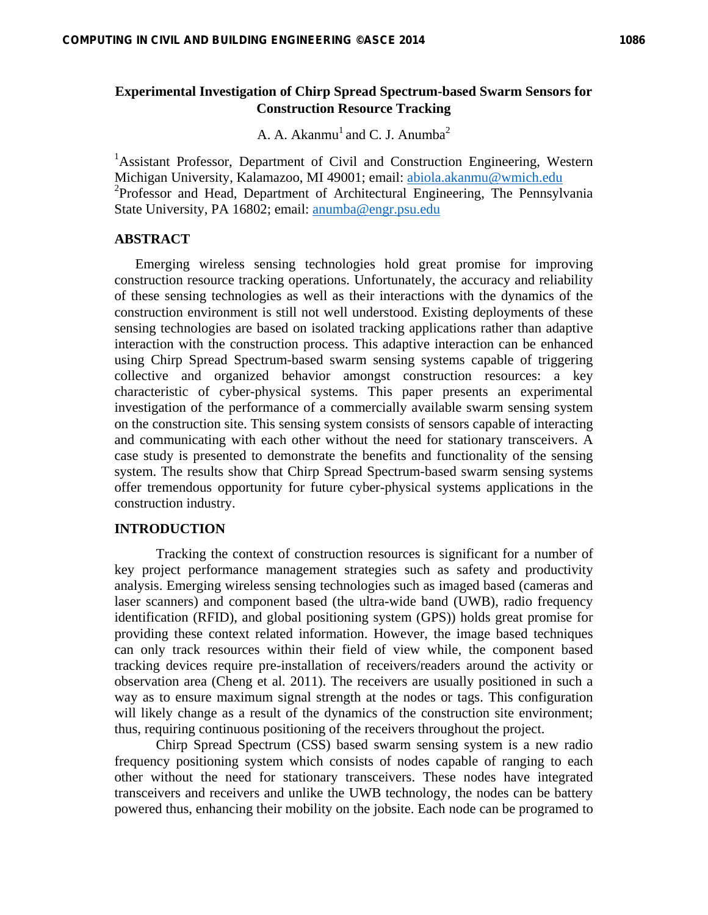# Experimental Investigation of Chirp Spread Spectrum-based Swarm Sensors for Construction Resource Tracking

A. A. Akanmu[1] and C. J. Anumba[2]

[1]Assistant Professor, Department of Civil and Construction Engineering, Western Michigan University, Kalamazoo, MI 49001; email: abiola.akanmu@wmich.edu
[2]Professor and Head, Department of Architectural Engineering, The Pennsylvania State University, PA 16802; email: anumba@engr.psu.edu

## ABSTRACT

Emerging wireless sensing technologies hold great promise for improving construction resource tracking operations. Unfortunately, the accuracy and reliability of these sensing technologies as well as their interactions with the dynamics of the construction environment is still not well understood. Existing deployments of these sensing technologies are based on isolated tracking applications rather than adaptive interaction with the construction process. This adaptive interaction can be enhanced using Chirp Spread Spectrum-based swarm sensing systems capable of triggering collective and organized behavior amongst construction resources: a key characteristic of cyber-physical systems. This paper presents an experimental investigation of the performance of a commercially available swarm sensing system on the construction site. This sensing system consists of sensors capable of interacting and communicating with each other without the need for stationary transceivers. A case study is presented to demonstrate the benefits and functionality of the sensing system. The results show that Chirp Spread Spectrum-based swarm sensing systems offer tremendous opportunity for future cyber-physical systems applications in the construction industry.

## INTRODUCTION

Tracking the context of construction resources is significant for a number of key project performance management strategies such as safety and productivity analysis. Emerging wireless sensing technologies such as imaged based (cameras and laser scanners) and component based (the ultra-wide band (UWB), radio frequency identification (RFID), and global positioning system (GPS)) holds great promise for providing these context related information. However, the image based techniques can only track resources within their field of view while, the component based tracking devices require pre-installation of receivers/readers around the activity or observation area (Cheng et al. 2011). The receivers are usually positioned in such a way as to ensure maximum signal strength at the nodes or tags. This configuration will likely change as a result of the dynamics of the construction site environment; thus, requiring continuous positioning of the receivers throughout the project.

Chirp Spread Spectrum (CSS) based swarm sensing system is a new radio frequency positioning system which consists of nodes capable of ranging to each other without the need for stationary transceivers. These nodes have integrated transceivers and receivers and unlike the UWB technology, the nodes can be battery powered thus, enhancing their mobility on the jobsite. Each node can be programed to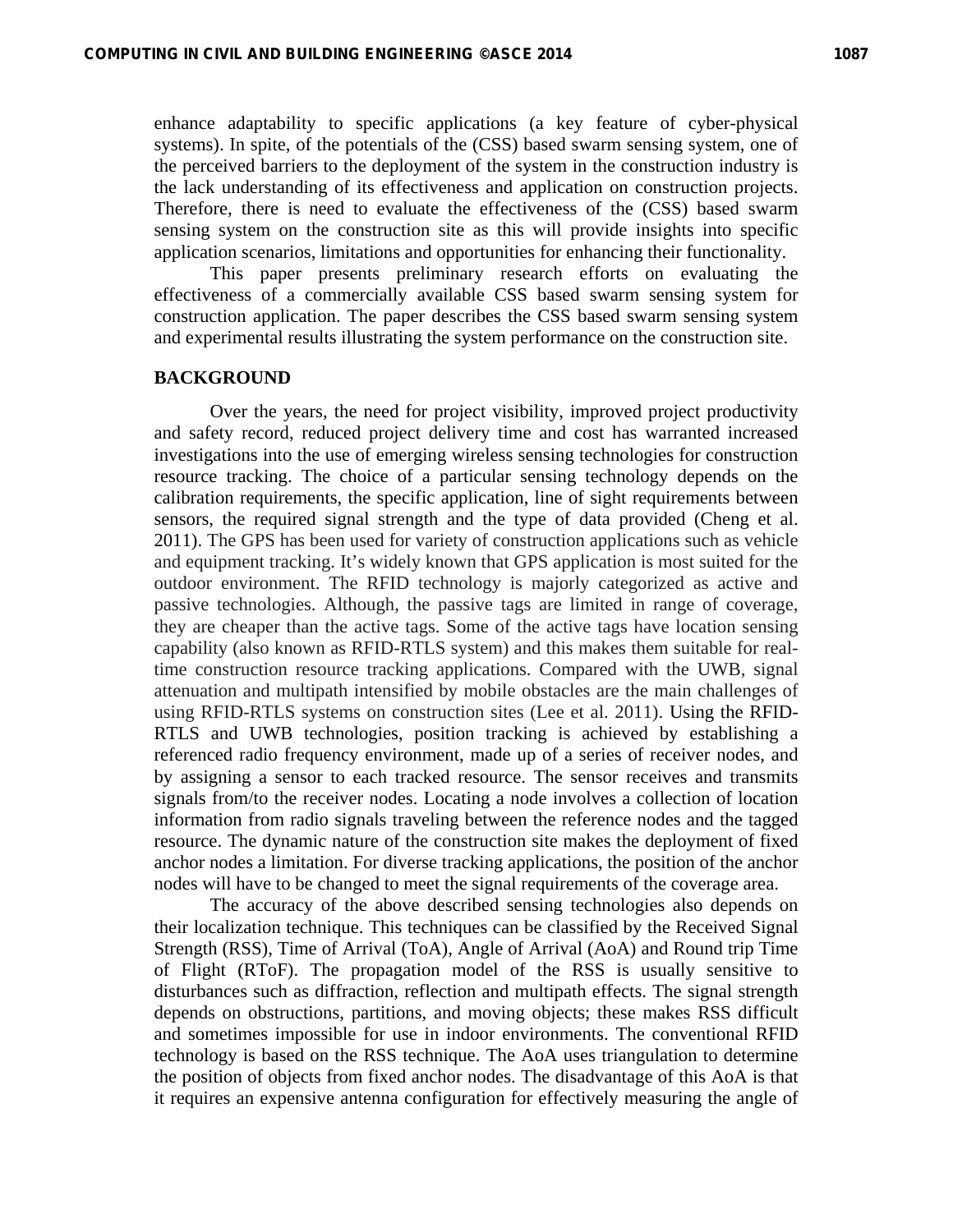enhance adaptability to specific applications (a key feature of cyber-physical systems). In spite, of the potentials of the (CSS) based swarm sensing system, one of the perceived barriers to the deployment of the system in the construction industry is the lack understanding of its effectiveness and application on construction projects. Therefore, there is need to evaluate the effectiveness of the (CSS) based swarm sensing system on the construction site as this will provide insights into specific application scenarios, limitations and opportunities for enhancing their functionality.

This paper presents preliminary research efforts on evaluating the effectiveness of a commercially available CSS based swarm sensing system for construction application. The paper describes the CSS based swarm sensing system and experimental results illustrating the system performance on the construction site.

## BACKGROUND

Over the years, the need for project visibility, improved project productivity and safety record, reduced project delivery time and cost has warranted increased investigations into the use of emerging wireless sensing technologies for construction resource tracking. The choice of a particular sensing technology depends on the calibration requirements, the specific application, line of sight requirements between sensors, the required signal strength and the type of data provided (Cheng et al. 2011). The GPS has been used for variety of construction applications such as vehicle and equipment tracking. It's widely known that GPS application is most suited for the outdoor environment. The RFID technology is majorly categorized as active and passive technologies. Although, the passive tags are limited in range of coverage, they are cheaper than the active tags. Some of the active tags have location sensing capability (also known as RFID-RTLS system) and this makes them suitable for real-time construction resource tracking applications. Compared with the UWB, signal attenuation and multipath intensified by mobile obstacles are the main challenges of using RFID-RTLS systems on construction sites (Lee et al. 2011). Using the RFID-RTLS and UWB technologies, position tracking is achieved by establishing a referenced radio frequency environment, made up of a series of receiver nodes, and by assigning a sensor to each tracked resource. The sensor receives and transmits signals from/to the receiver nodes. Locating a node involves a collection of location information from radio signals traveling between the reference nodes and the tagged resource. The dynamic nature of the construction site makes the deployment of fixed anchor nodes a limitation. For diverse tracking applications, the position of the anchor nodes will have to be changed to meet the signal requirements of the coverage area.

The accuracy of the above described sensing technologies also depends on their localization technique. This techniques can be classified by the Received Signal Strength (RSS), Time of Arrival (ToA), Angle of Arrival (AoA) and Round trip Time of Flight (RToF). The propagation model of the RSS is usually sensitive to disturbances such as diffraction, reflection and multipath effects. The signal strength depends on obstructions, partitions, and moving objects; these makes RSS difficult and sometimes impossible for use in indoor environments. The conventional RFID technology is based on the RSS technique. The AoA uses triangulation to determine the position of objects from fixed anchor nodes. The disadvantage of this AoA is that it requires an expensive antenna configuration for effectively measuring the angle of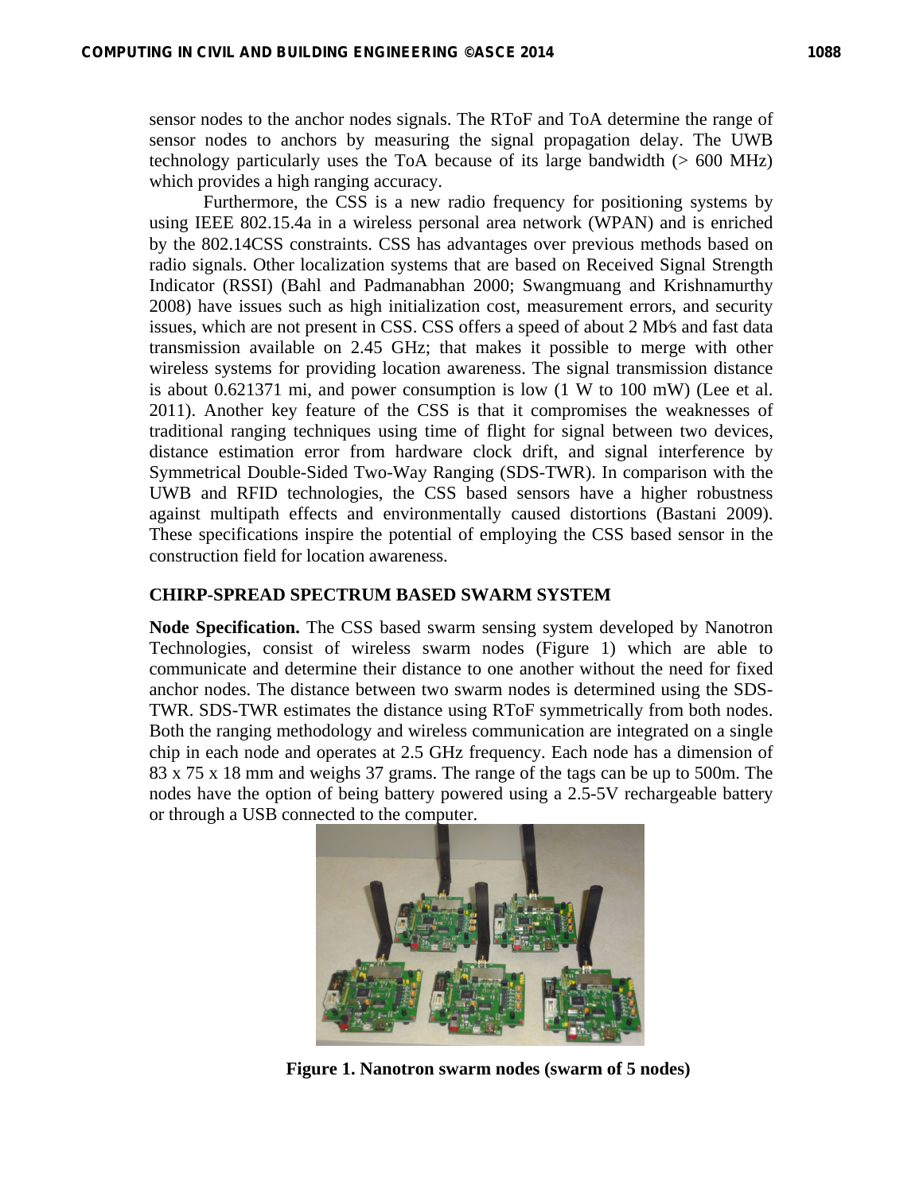sensor nodes to the anchor nodes signals. The RToF and ToA determine the range of sensor nodes to anchors by measuring the signal propagation delay. The UWB technology particularly uses the ToA because of its large bandwidth (> 600 MHz) which provides a high ranging accuracy.

Furthermore, the CSS is a new radio frequency for positioning systems by using IEEE 802.15.4a in a wireless personal area network (WPAN) and is enriched by the 802.14CSS constraints. CSS has advantages over previous methods based on radio signals. Other localization systems that are based on Received Signal Strength Indicator (RSSI) (Bahl and Padmanabhan 2000; Swangmuang and Krishnamurthy 2008) have issues such as high initialization cost, measurement errors, and security issues, which are not present in CSS. CSS offers a speed of about 2 Mb⁄s and fast data transmission available on 2.45 GHz; that makes it possible to merge with other wireless systems for providing location awareness. The signal transmission distance is about 0.621371 mi, and power consumption is low (1 W to 100 mW) (Lee et al. 2011). Another key feature of the CSS is that it compromises the weaknesses of traditional ranging techniques using time of flight for signal between two devices, distance estimation error from hardware clock drift, and signal interference by Symmetrical Double-Sided Two-Way Ranging (SDS-TWR). In comparison with the UWB and RFID technologies, the CSS based sensors have a higher robustness against multipath effects and environmentally caused distortions (Bastani 2009). These specifications inspire the potential of employing the CSS based sensor in the construction field for location awareness.

## CHIRP-SPREAD SPECTRUM BASED SWARM SYSTEM

**Node Specification.** The CSS based swarm sensing system developed by Nanotron Technologies, consist of wireless swarm nodes (Figure 1) which are able to communicate and determine their distance to one another without the need for fixed anchor nodes. The distance between two swarm nodes is determined using the SDS-TWR. SDS-TWR estimates the distance using RToF symmetrically from both nodes. Both the ranging methodology and wireless communication are integrated on a single chip in each node and operates at 2.5 GHz frequency. Each node has a dimension of 83 x 75 x 18 mm and weighs 37 grams. The range of the tags can be up to 500m. The nodes have the option of being battery powered using a 2.5-5V rechargeable battery or through a USB connected to the computer.

**Figure 1. Nanotron swarm nodes (swarm of 5 nodes)**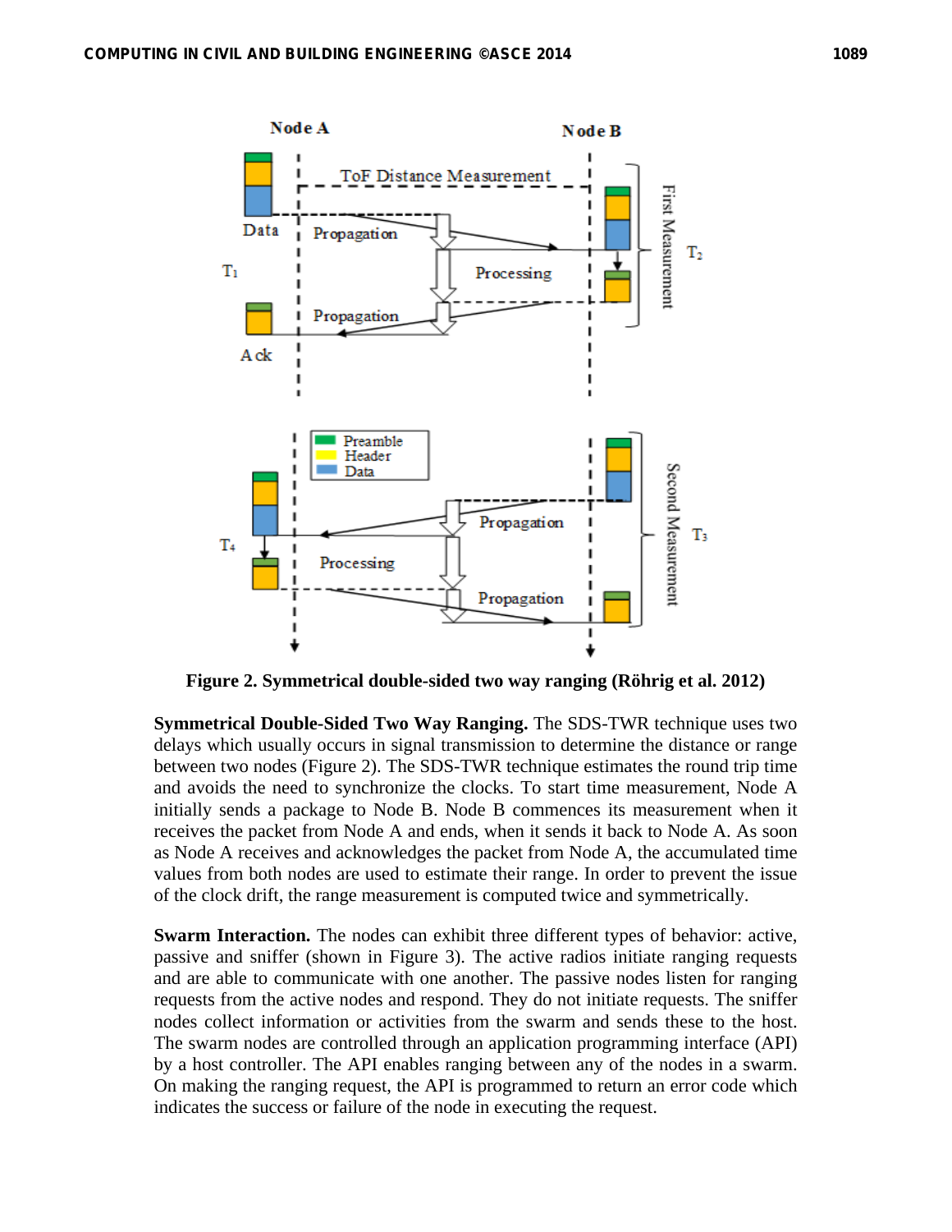Figure 2. Symmetrical double-sided two way ranging (Röhrig et al. 2012)

**Symmetrical Double-Sided Two Way Ranging.** The SDS-TWR technique uses two delays which usually occurs in signal transmission to determine the distance or range between two nodes (Figure 2). The SDS-TWR technique estimates the round trip time and avoids the need to synchronize the clocks. To start time measurement, Node A initially sends a package to Node B. Node B commences its measurement when it receives the packet from Node A and ends, when it sends it back to Node A. As soon as Node A receives and acknowledges the packet from Node A, the accumulated time values from both nodes are used to estimate their range. In order to prevent the issue of the clock drift, the range measurement is computed twice and symmetrically.

**Swarm Interaction.** The nodes can exhibit three different types of behavior: active, passive and sniffer (shown in Figure 3). The active radios initiate ranging requests and are able to communicate with one another. The passive nodes listen for ranging requests from the active nodes and respond. They do not initiate requests. The sniffer nodes collect information or activities from the swarm and sends these to the host. The swarm nodes are controlled through an application programming interface (API) by a host controller. The API enables ranging between any of the nodes in a swarm. On making the ranging request, the API is programmed to return an error code which indicates the success or failure of the node in executing the request.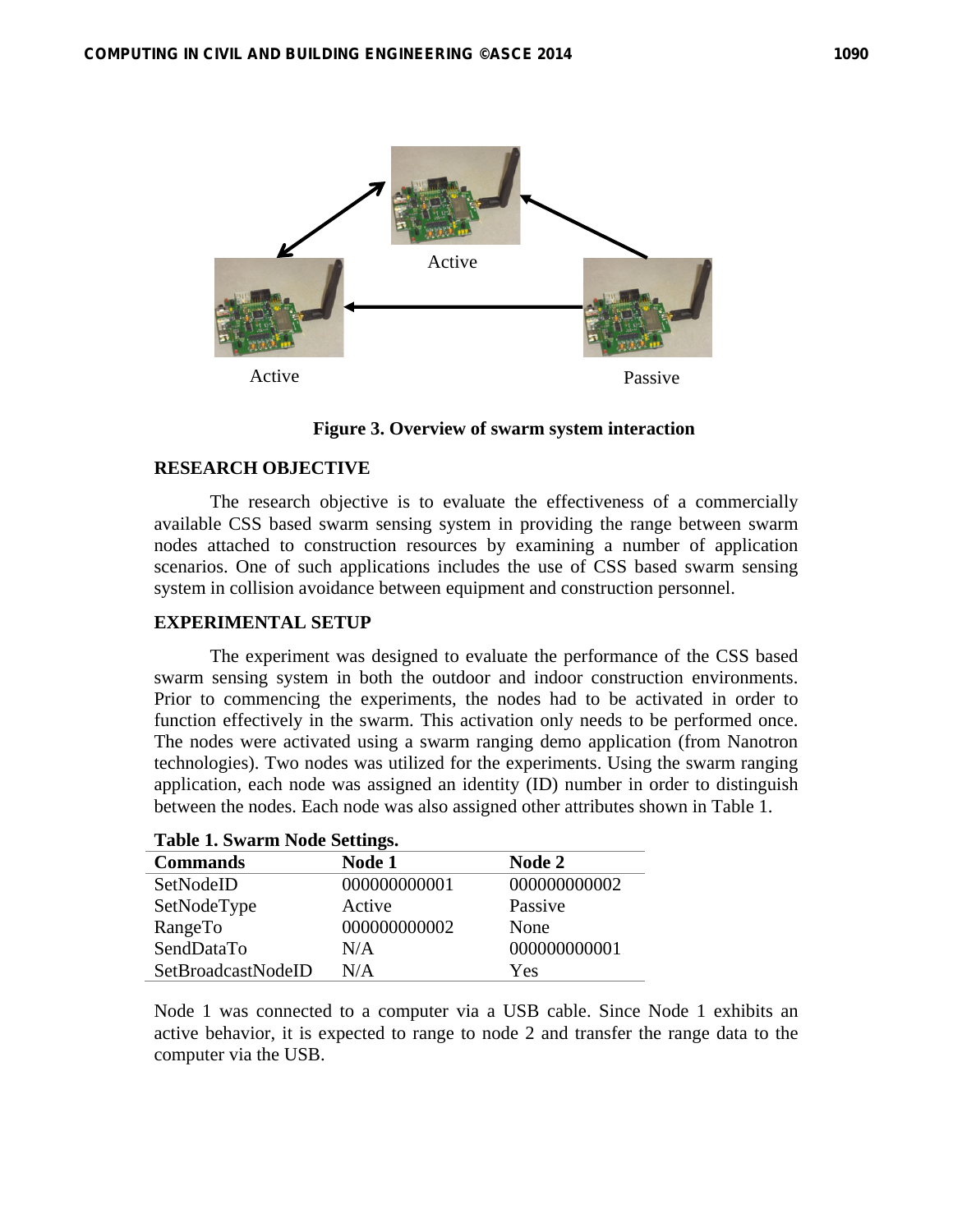Figure 3. Overview of swarm system interaction

## RESEARCH OBJECTIVE

The research objective is to evaluate the effectiveness of a commercially available CSS based swarm sensing system in providing the range between swarm nodes attached to construction resources by examining a number of application scenarios. One of such applications includes the use of CSS based swarm sensing system in collision avoidance between equipment and construction personnel.

## EXPERIMENTAL SETUP

The experiment was designed to evaluate the performance of the CSS based swarm sensing system in both the outdoor and indoor construction environments. Prior to commencing the experiments, the nodes had to be activated in order to function effectively in the swarm. This activation only needs to be performed once. The nodes were activated using a swarm ranging demo application (from Nanotron technologies). Two nodes was utilized for the experiments. Using the swarm ranging application, each node was assigned an identity (ID) number in order to distinguish between the nodes. Each node was also assigned other attributes shown in Table 1.

**Table 1. Swarm Node Settings.**

| Commands | Node 1 | Node 2 |
|---|---|---|
| SetNodeID | 000000000001 | 000000000002 |
| SetNodeType | Active | Passive |
| RangeTo | 000000000002 | None |
| SendDataTo | N/A | 000000000001 |
| SetBroadcastNodeID | N/A | Yes |

Node 1 was connected to a computer via a USB cable. Since Node 1 exhibits an active behavior, it is expected to range to node 2 and transfer the range data to the computer via the USB.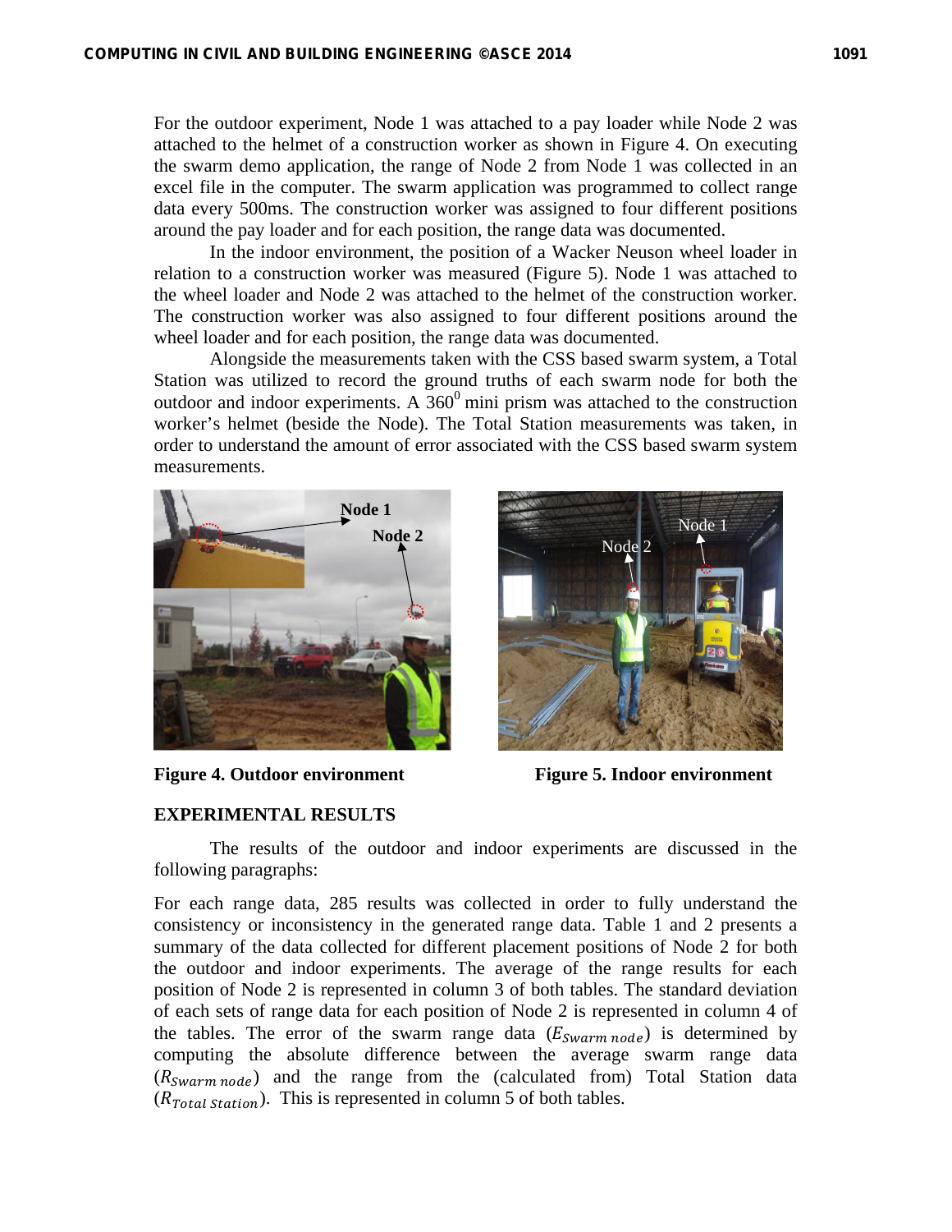For the outdoor experiment, Node 1 was attached to a pay loader while Node 2 was attached to the helmet of a construction worker as shown in Figure 4. On executing the swarm demo application, the range of Node 2 from Node 1 was collected in an excel file in the computer. The swarm application was programmed to collect range data every 500ms. The construction worker was assigned to four different positions around the pay loader and for each position, the range data was documented.

In the indoor environment, the position of a Wacker Neuson wheel loader in relation to a construction worker was measured (Figure 5). Node 1 was attached to the wheel loader and Node 2 was attached to the helmet of the construction worker. The construction worker was also assigned to four different positions around the wheel loader and for each position, the range data was documented.

Alongside the measurements taken with the CSS based swarm system, a Total Station was utilized to record the ground truths of each swarm node for both the outdoor and indoor experiments. A $360^0$ mini prism was attached to the construction worker's helmet (beside the Node). The Total Station measurements was taken, in order to understand the amount of error associated with the CSS based swarm system measurements.

**Figure 4. Outdoor environment**

**Figure 5. Indoor environment**

## EXPERIMENTAL RESULTS

The results of the outdoor and indoor experiments are discussed in the following paragraphs:

For each range data, 285 results was collected in order to fully understand the consistency or inconsistency in the generated range data. Table 1 and 2 presents a summary of the data collected for different placement positions of Node 2 for both the outdoor and indoor experiments. The average of the range results for each position of Node 2 is represented in column 3 of both tables. The standard deviation of each sets of range data for each position of Node 2 is represented in column 4 of the tables. The error of the swarm range data ($E_{Swarm\ node}$) is determined by computing the absolute difference between the average swarm range data ($R_{Swarm\ node}$) and the range from the (calculated from) Total Station data ($R_{Total\ Station}$). This is represented in column 5 of both tables.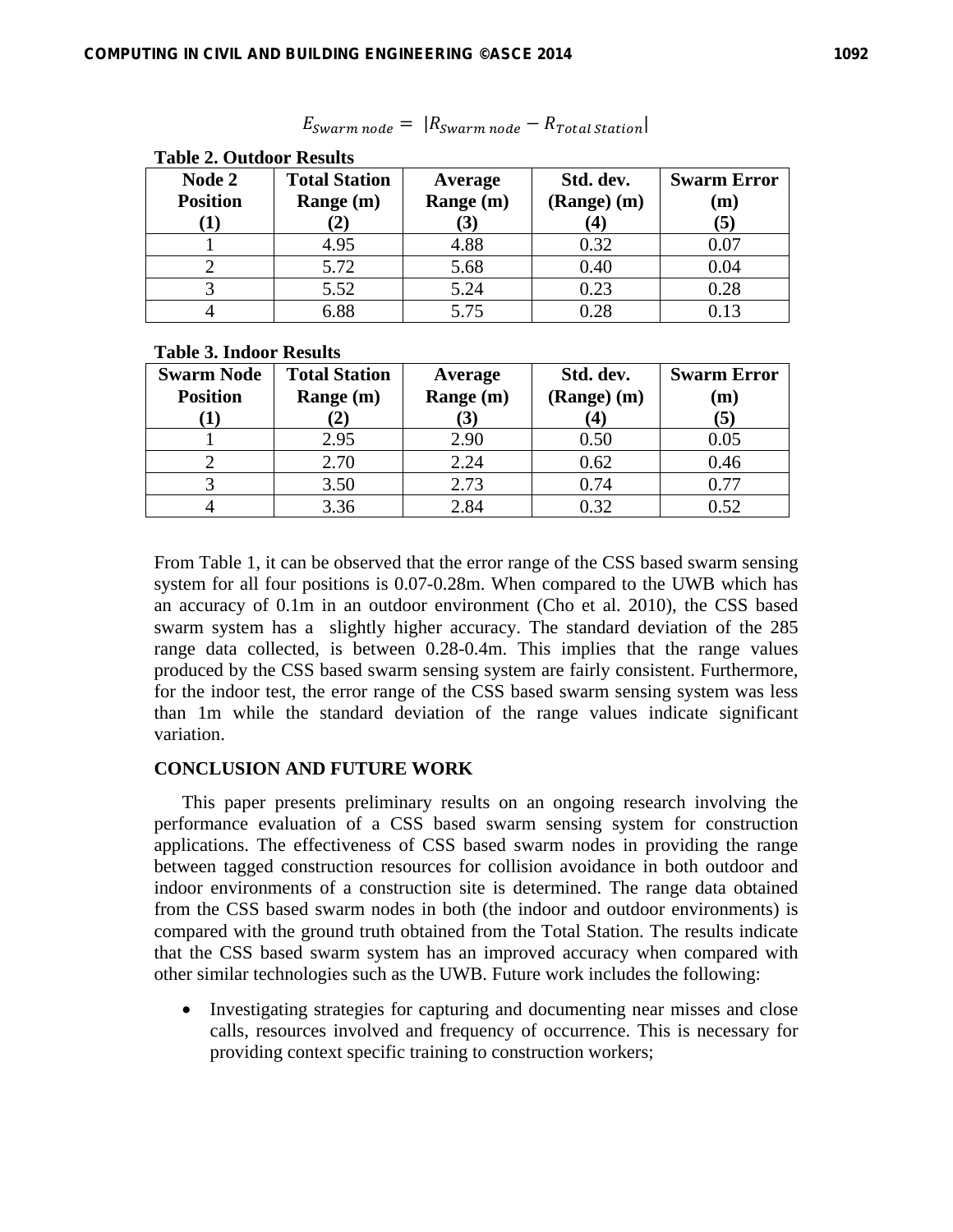$$E_{Swarm\ node} = |R_{Swarm\ node} - R_{Total\ Station}|$$

**Table 2. Outdoor Results**

| Node 2 Position (1) | Total Station Range (m) (2) | Average Range (m) (3) | Std. dev. (Range) (m) (4) | Swarm Error (m) (5) |
|---|---|---|---|---|
| 1 | 4.95 | 4.88 | 0.32 | 0.07 |
| 2 | 5.72 | 5.68 | 0.40 | 0.04 |
| 3 | 5.52 | 5.24 | 0.23 | 0.28 |
| 4 | 6.88 | 5.75 | 0.28 | 0.13 |

**Table 3. Indoor Results**

| Swarm Node Position (1) | Total Station Range (m) (2) | Average Range (m) (3) | Std. dev. (Range) (m) (4) | Swarm Error (m) (5) |
|---|---|---|---|---|
| 1 | 2.95 | 2.90 | 0.50 | 0.05 |
| 2 | 2.70 | 2.24 | 0.62 | 0.46 |
| 3 | 3.50 | 2.73 | 0.74 | 0.77 |
| 4 | 3.36 | 2.84 | 0.32 | 0.52 |

From Table 1, it can be observed that the error range of the CSS based swarm sensing system for all four positions is 0.07-0.28m. When compared to the UWB which has an accuracy of 0.1m in an outdoor environment (Cho et al. 2010), the CSS based swarm system has a slightly higher accuracy. The standard deviation of the 285 range data collected, is between 0.28-0.4m. This implies that the range values produced by the CSS based swarm sensing system are fairly consistent. Furthermore, for the indoor test, the error range of the CSS based swarm sensing system was less than 1m while the standard deviation of the range values indicate significant variation.

## CONCLUSION AND FUTURE WORK

This paper presents preliminary results on an ongoing research involving the performance evaluation of a CSS based swarm sensing system for construction applications. The effectiveness of CSS based swarm nodes in providing the range between tagged construction resources for collision avoidance in both outdoor and indoor environments of a construction site is determined. The range data obtained from the CSS based swarm nodes in both (the indoor and outdoor environments) is compared with the ground truth obtained from the Total Station. The results indicate that the CSS based swarm system has an improved accuracy when compared with other similar technologies such as the UWB. Future work includes the following:

- Investigating strategies for capturing and documenting near misses and close calls, resources involved and frequency of occurrence. This is necessary for providing context specific training to construction workers;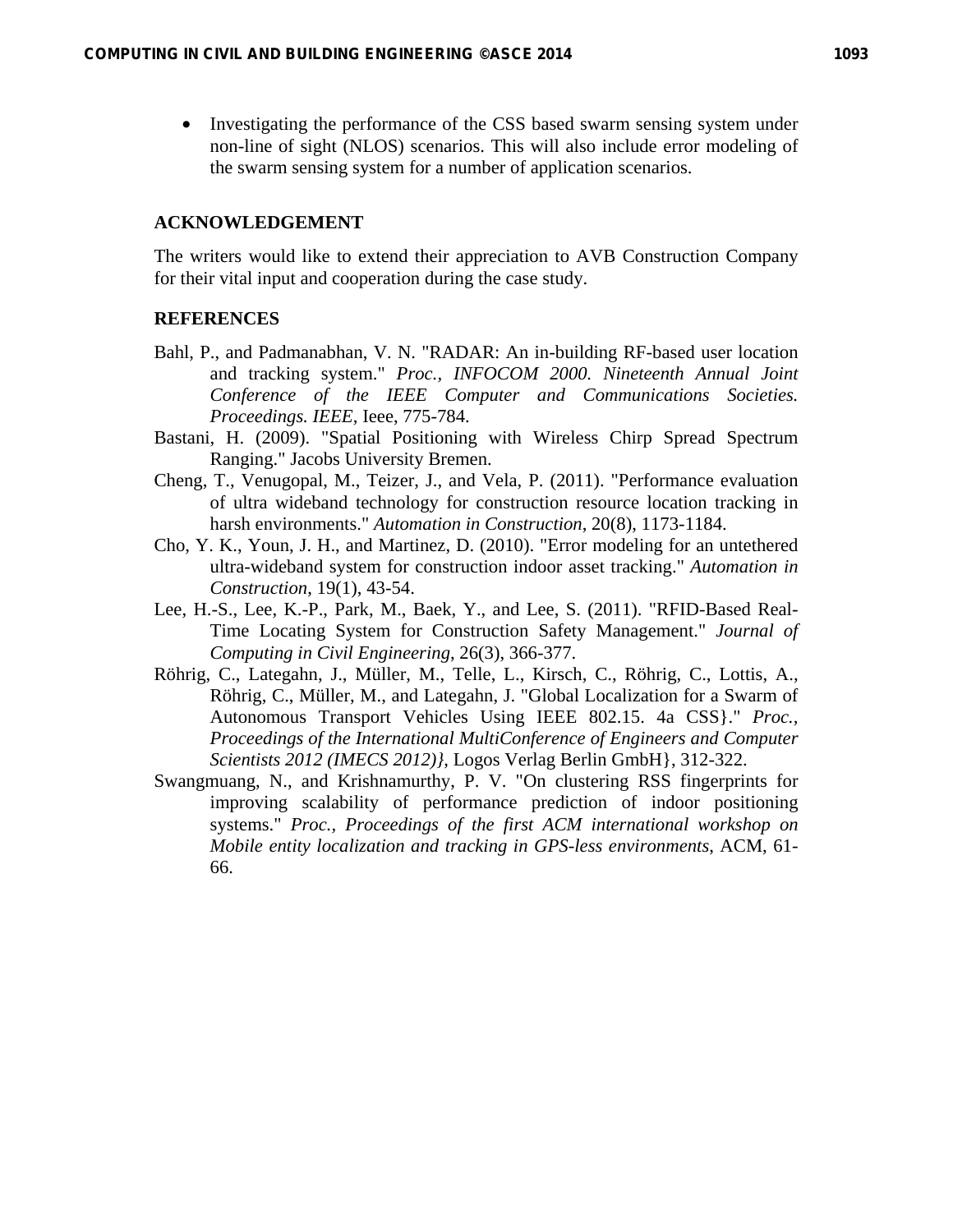- Investigating the performance of the CSS based swarm sensing system under non-line of sight (NLOS) scenarios. This will also include error modeling of the swarm sensing system for a number of application scenarios.

## ACKNOWLEDGEMENT

The writers would like to extend their appreciation to AVB Construction Company for their vital input and cooperation during the case study.

## REFERENCES

Bahl, P., and Padmanabhan, V. N. "RADAR: An in-building RF-based user location and tracking system." *Proc., INFOCOM 2000. Nineteenth Annual Joint Conference of the IEEE Computer and Communications Societies. Proceedings. IEEE*, Ieee, 775-784.

Bastani, H. (2009). "Spatial Positioning with Wireless Chirp Spread Spectrum Ranging." Jacobs University Bremen.

Cheng, T., Venugopal, M., Teizer, J., and Vela, P. (2011). "Performance evaluation of ultra wideband technology for construction resource location tracking in harsh environments." *Automation in Construction*, 20(8), 1173-1184.

Cho, Y. K., Youn, J. H., and Martinez, D. (2010). "Error modeling for an untethered ultra-wideband system for construction indoor asset tracking." *Automation in Construction*, 19(1), 43-54.

Lee, H.-S., Lee, K.-P., Park, M., Baek, Y., and Lee, S. (2011). "RFID-Based Real-Time Locating System for Construction Safety Management." *Journal of Computing in Civil Engineering*, 26(3), 366-377.

Röhrig, C., Lategahn, J., Müller, M., Telle, L., Kirsch, C., Röhrig, C., Lottis, A., Röhrig, C., Müller, M., and Lategahn, J. "Global Localization for a Swarm of Autonomous Transport Vehicles Using IEEE 802.15. 4a CSS}." *Proc., Proceedings of the International MultiConference of Engineers and Computer Scientists 2012 (IMECS 2012)}*, Logos Verlag Berlin GmbH}, 312-322.

Swangmuang, N., and Krishnamurthy, P. V. "On clustering RSS fingerprints for improving scalability of performance prediction of indoor positioning systems." *Proc., Proceedings of the first ACM international workshop on Mobile entity localization and tracking in GPS-less environments*, ACM, 61-66.